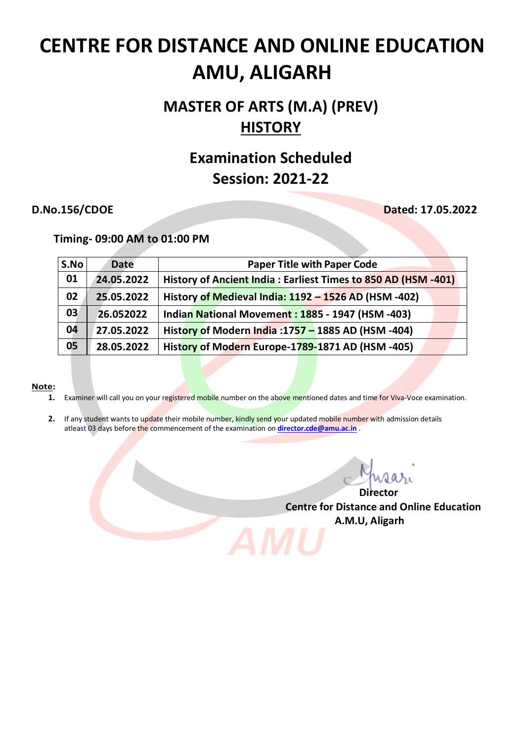# CENTRE FOR DISTANCE AND ONLINE EDUCATION AMU, ALIGARH

## MASTER OF ARTS (M.A) (PREV)
## HISTORY

## Examination Scheduled
## Session: 2021-22

**D.No.156/CDOE** **Dated: 17.05.2022**

**Timing- 09:00 AM to 01:00 PM**

| S.No | Date | Paper Title with Paper Code |
|---|---|---|
| 01 | 24.05.2022 | History of Ancient India : Earliest Times to 850 AD (HSM -401) |
| 02 | 25.05.2022 | History of Medieval India: 1192 – 1526 AD (HSM -402) |
| 03 | 26.052022 | Indian National Movement : 1885 - 1947 (HSM -403) |
| 04 | 27.05.2022 | History of Modern India :1757 – 1885 AD (HSM -404) |
| 05 | 28.05.2022 | History of Modern Europe-1789-1871 AD (HSM -405) |

**Note:**

1. Examiner will call you on your registered mobile number on the above mentioned dates and time for Viva-Voce examination.
2. If any student wants to update their mobile number, kindly send your updated mobile number with admission details atleast 03 days before the commencement of the examination on **director.cde@amu.ac.in** .

**Director**
**Centre for Distance and Online Education**
**A.M.U, Aligarh**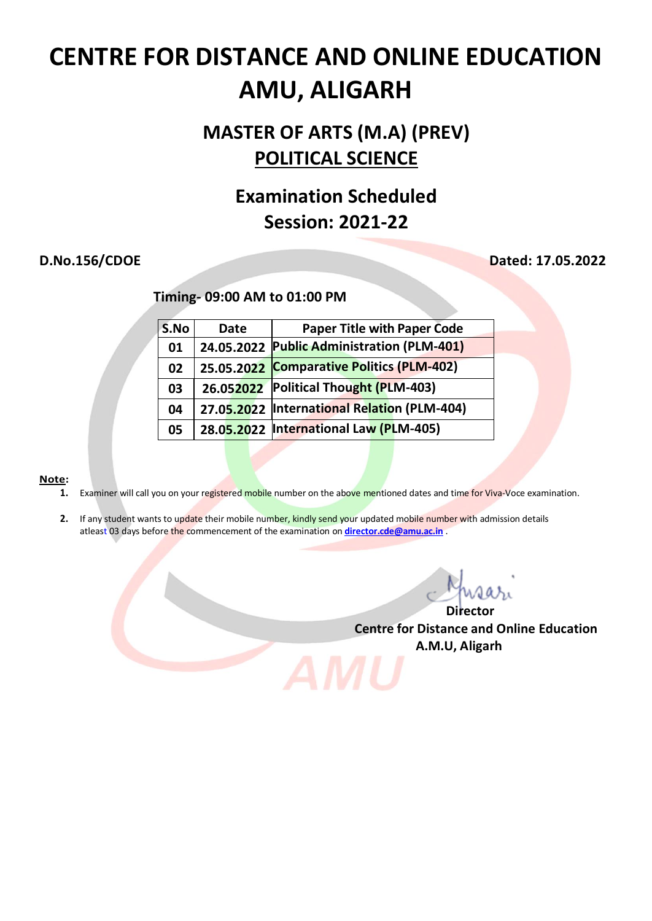# CENTRE FOR DISTANCE AND ONLINE EDUCATION AMU, ALIGARH

## MASTER OF ARTS (M.A) (PREV)

## POLITICAL SCIENCE

## Examination Scheduled
## Session: 2021-22

**D.No.156/CDOE** **Dated: 17.05.2022**

**Timing- 09:00 AM to 01:00 PM**

| S.No | Date | Paper Title with Paper Code |
|---|---|---|
| 01 | 24.05.2022 | Public Administration (PLM-401) |
| 02 | 25.05.2022 | Comparative Politics (PLM-402) |
| 03 | 26.052022 | Political Thought (PLM-403) |
| 04 | 27.05.2022 | International Relation (PLM-404) |
| 05 | 28.05.2022 | International Law (PLM-405) |

**Note:**

1. Examiner will call you on your registered mobile number on the above mentioned dates and time for Viva-Voce examination.
2. If any student wants to update their mobile number, kindly send your updated mobile number with admission details atleast 03 days before the commencement of the examination on **director.cde@amu.ac.in** .

**Director**
**Centre for Distance and Online Education**
**A.M.U, Aligarh**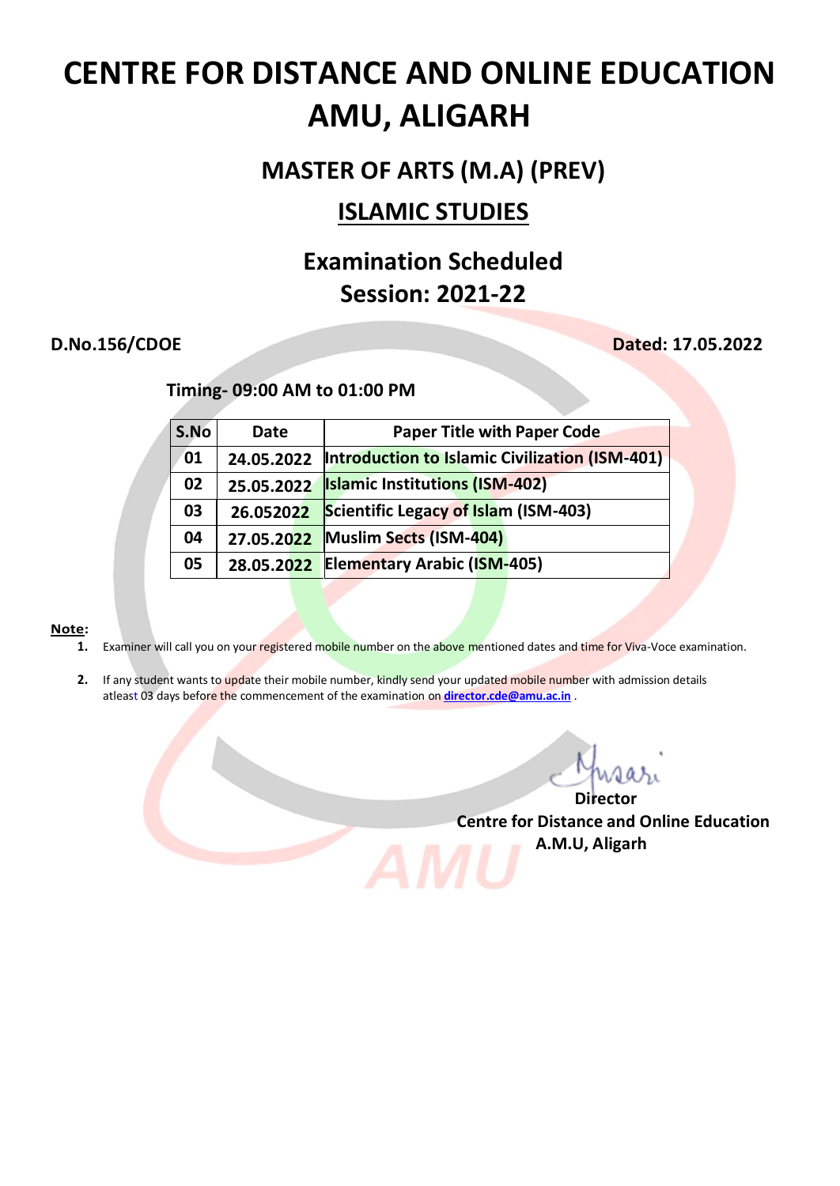# CENTRE FOR DISTANCE AND ONLINE EDUCATION AMU, ALIGARH

## MASTER OF ARTS (M.A) (PREV)

## ISLAMIC STUDIES

## Examination Scheduled
## Session: 2021-22

**D.No.156/CDOE** **Dated: 17.05.2022**

**Timing- 09:00 AM to 01:00 PM**

| S.No | Date | Paper Title with Paper Code |
|---|---|---|
| 01 | 24.05.2022 | Introduction to Islamic Civilization (ISM-401) |
| 02 | 25.05.2022 | Islamic Institutions (ISM-402) |
| 03 | 26.052022 | Scientific Legacy of Islam (ISM-403) |
| 04 | 27.05.2022 | Muslim Sects (ISM-404) |
| 05 | 28.05.2022 | Elementary Arabic (ISM-405) |

**Note:**

1. Examiner will call you on your registered mobile number on the above mentioned dates and time for Viva-Voce examination.
2. If any student wants to update their mobile number, kindly send your updated mobile number with admission details atleast 03 days before the commencement of the examination on **director.cde@amu.ac.in** .

**Director**
**Centre for Distance and Online Education**
**A.M.U, Aligarh**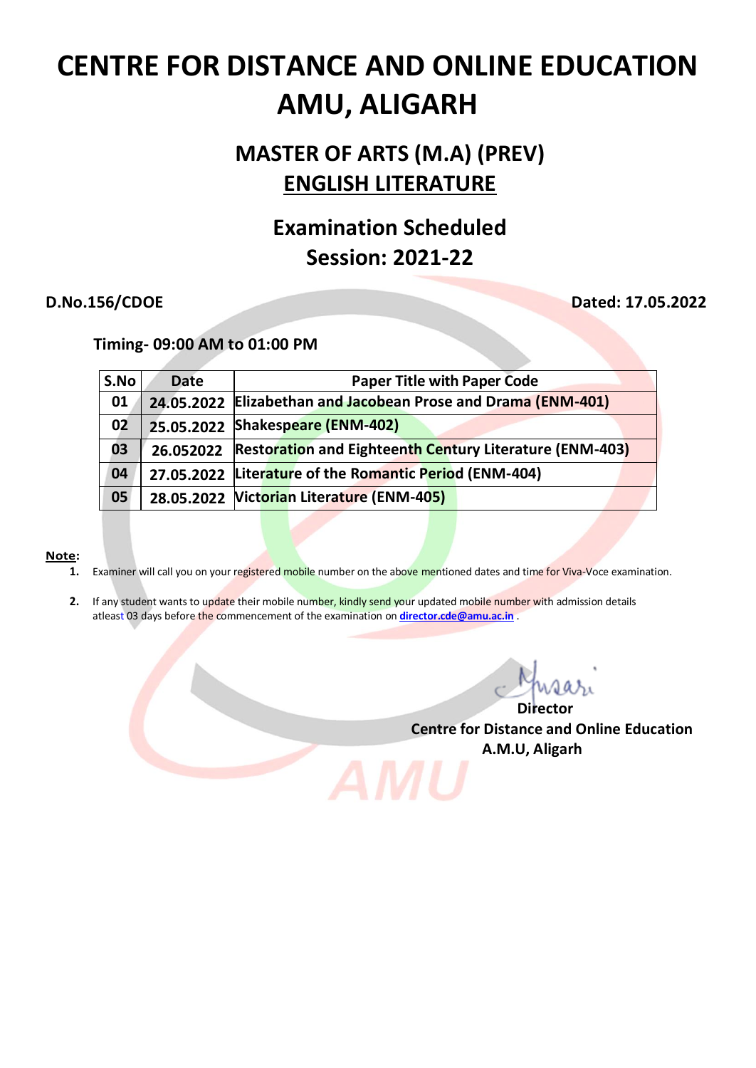# CENTRE FOR DISTANCE AND ONLINE EDUCATION AMU, ALIGARH

## MASTER OF ARTS (M.A) (PREV)

## ENGLISH LITERATURE

## Examination Scheduled

## Session: 2021-22

**D.No.156/CDOE** **Dated: 17.05.2022**

**Timing- 09:00 AM to 01:00 PM**

| S.No | Date | Paper Title with Paper Code |
|---|---|---|
| 01 | 24.05.2022 | Elizabethan and Jacobean Prose and Drama (ENM-401) |
| 02 | 25.05.2022 | Shakespeare (ENM-402) |
| 03 | 26.052022 | Restoration and Eighteenth Century Literature (ENM-403) |
| 04 | 27.05.2022 | Literature of the Romantic Period (ENM-404) |
| 05 | 28.05.2022 | Victorian Literature (ENM-405) |

**Note:**

1. Examiner will call you on your registered mobile number on the above mentioned dates and time for Viva-Voce examination.
2. If any student wants to update their mobile number, kindly send your updated mobile number with admission details atleast 03 days before the commencement of the examination on **director.cde@amu.ac.in** .

**Director**
**Centre for Distance and Online Education**
**A.M.U, Aligarh**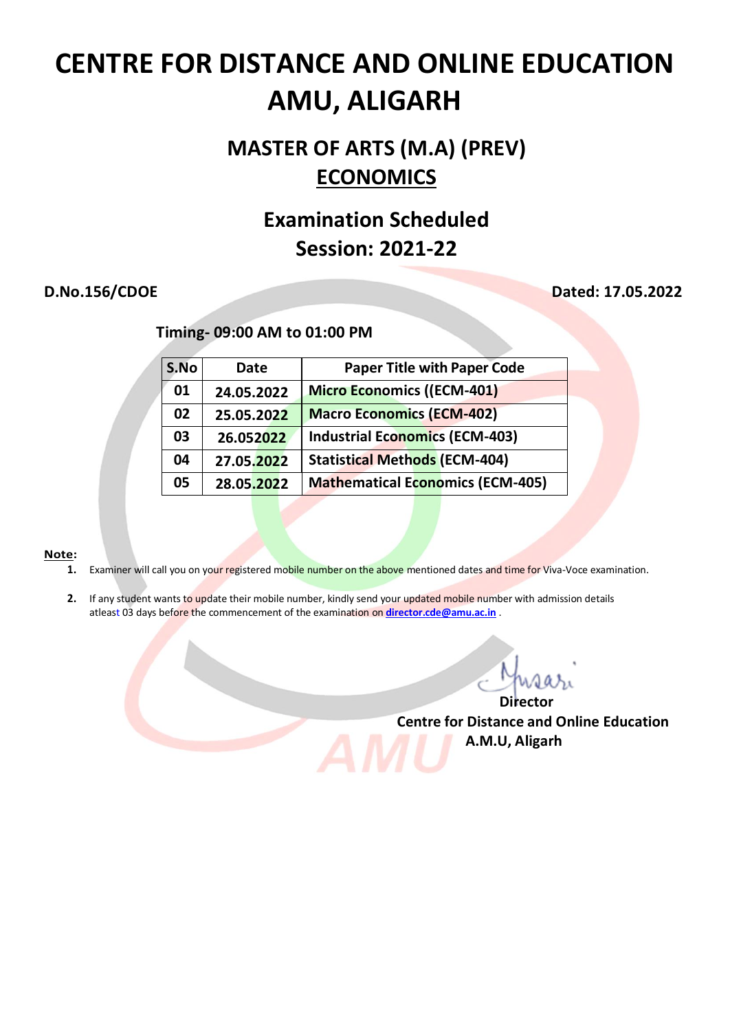# CENTRE FOR DISTANCE AND ONLINE EDUCATION AMU, ALIGARH

## MASTER OF ARTS (M.A) (PREV)

## ECONOMICS

## Examination Scheduled Session: 2021-22

**D.No.156/CDOE** **Dated: 17.05.2022**

**Timing- 09:00 AM to 01:00 PM**

| S.No | Date | Paper Title with Paper Code |
|---|---|---|
| 01 | 24.05.2022 | Micro Economics ((ECM-401) |
| 02 | 25.05.2022 | Macro Economics (ECM-402) |
| 03 | 26.052022 | Industrial Economics (ECM-403) |
| 04 | 27.05.2022 | Statistical Methods (ECM-404) |
| 05 | 28.05.2022 | Mathematical Economics (ECM-405) |

**Note:**

1. Examiner will call you on your registered mobile number on the above mentioned dates and time for Viva-Voce examination.
2. If any student wants to update their mobile number, kindly send your updated mobile number with admission details atleast 03 days before the commencement of the examination on **director.cde@amu.ac.in** .

**Director**
**Centre for Distance and Online Education**
**A.M.U, Aligarh**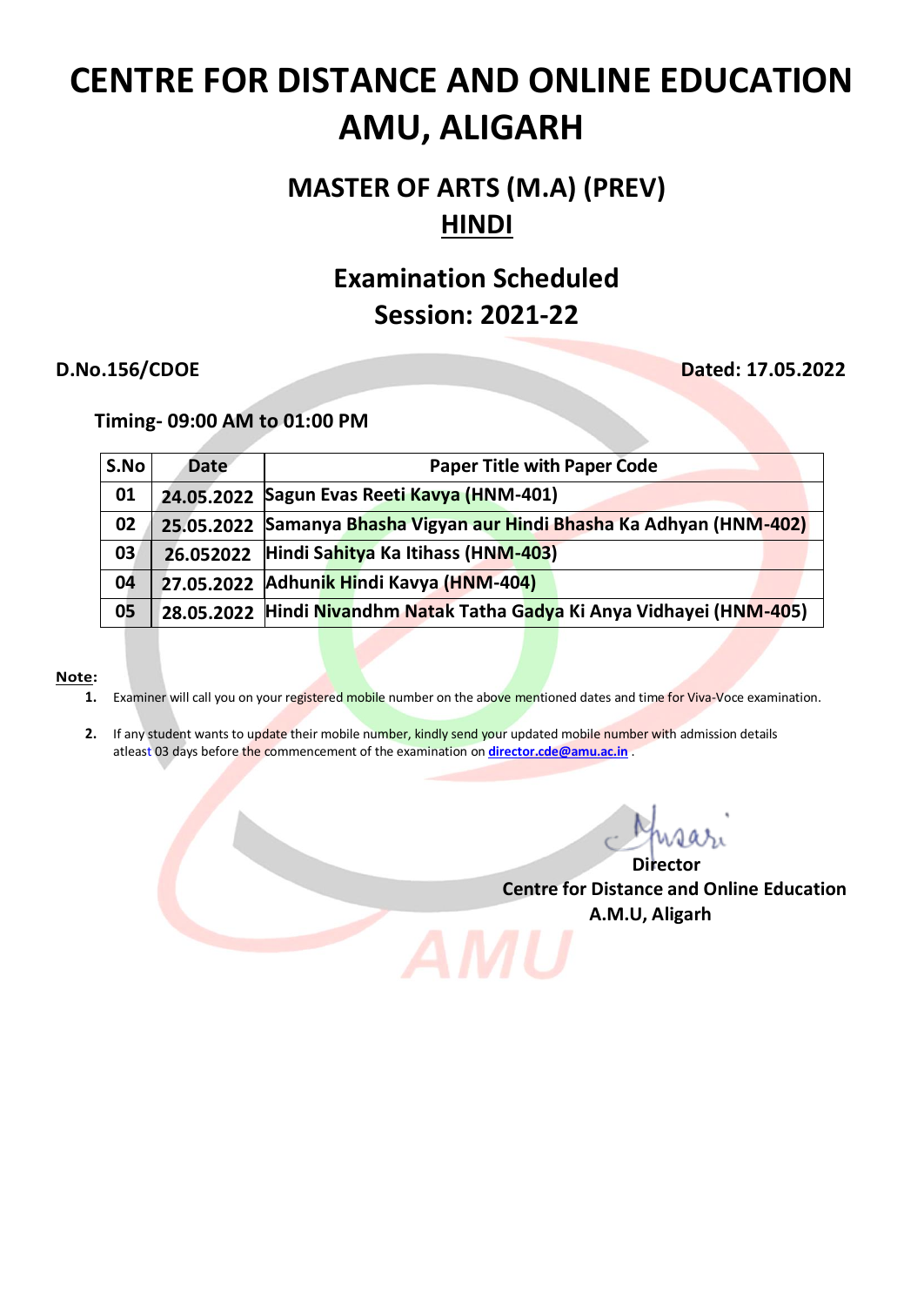# CENTRE FOR DISTANCE AND ONLINE EDUCATION AMU, ALIGARH

## MASTER OF ARTS (M.A) (PREV)

## HINDI

## Examination Scheduled Session: 2021-22

**D.No.156/CDOE** **Dated: 17.05.2022**

**Timing- 09:00 AM to 01:00 PM**

| S.No | Date | Paper Title with Paper Code |
|---|---|---|
| 01 | 24.05.2022 | Sagun Evas Reeti Kavya (HNM-401) |
| 02 | 25.05.2022 | Samanya Bhasha Vigyan aur Hindi Bhasha Ka Adhyan (HNM-402) |
| 03 | 26.052022 | Hindi Sahitya Ka Itihass (HNM-403) |
| 04 | 27.05.2022 | Adhunik Hindi Kavya (HNM-404) |
| 05 | 28.05.2022 | Hindi Nivandhm Natak Tatha Gadya Ki Anya Vidhayei (HNM-405) |

**Note:**

1. Examiner will call you on your registered mobile number on the above mentioned dates and time for Viva-Voce examination.
2. If any student wants to update their mobile number, kindly send your updated mobile number with admission details atleast 03 days before the commencement of the examination on **director.cde@amu.ac.in** .

**Director**
**Centre for Distance and Online Education**
**A.M.U, Aligarh**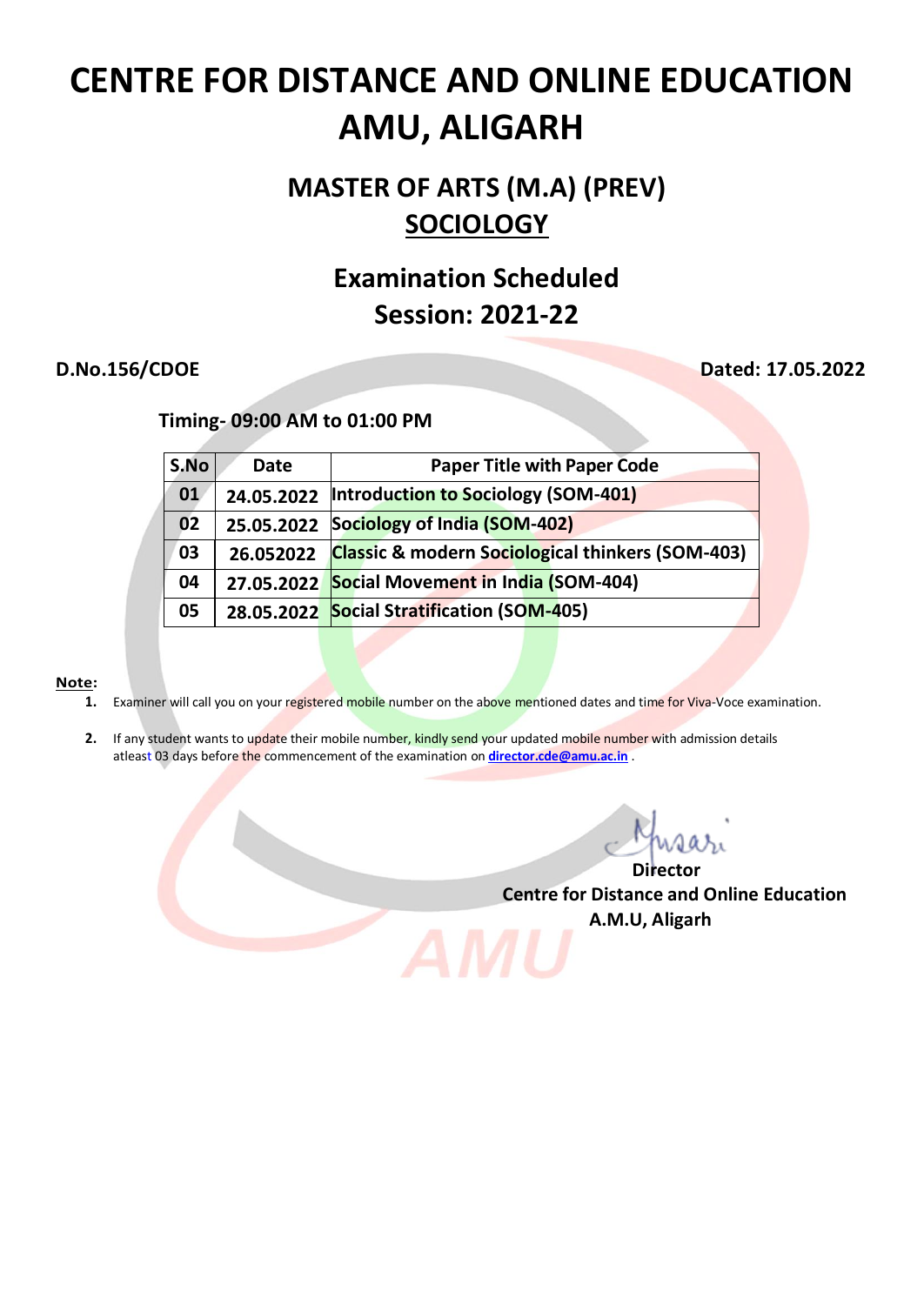# CENTRE FOR DISTANCE AND ONLINE EDUCATION AMU, ALIGARH

## MASTER OF ARTS (M.A) (PREV)
## SOCIOLOGY

## Examination Scheduled
## Session: 2021-22

**D.No.156/CDOE** **Dated: 17.05.2022**

**Timing- 09:00 AM to 01:00 PM**

| S.No | Date | Paper Title with Paper Code |
|---|---|---|
| 01 | 24.05.2022 | Introduction to Sociology (SOM-401) |
| 02 | 25.05.2022 | Sociology of India (SOM-402) |
| 03 | 26.052022 | Classic & modern Sociological thinkers (SOM-403) |
| 04 | 27.05.2022 | Social Movement in India (SOM-404) |
| 05 | 28.05.2022 | Social Stratification (SOM-405) |

**Note:**

1. Examiner will call you on your registered mobile number on the above mentioned dates and time for Viva-Voce examination.
2. If any student wants to update their mobile number, kindly send your updated mobile number with admission details atleast 03 days before the commencement of the examination on **director.cde@amu.ac.in** .

**Director**
**Centre for Distance and Online Education**
**A.M.U, Aligarh**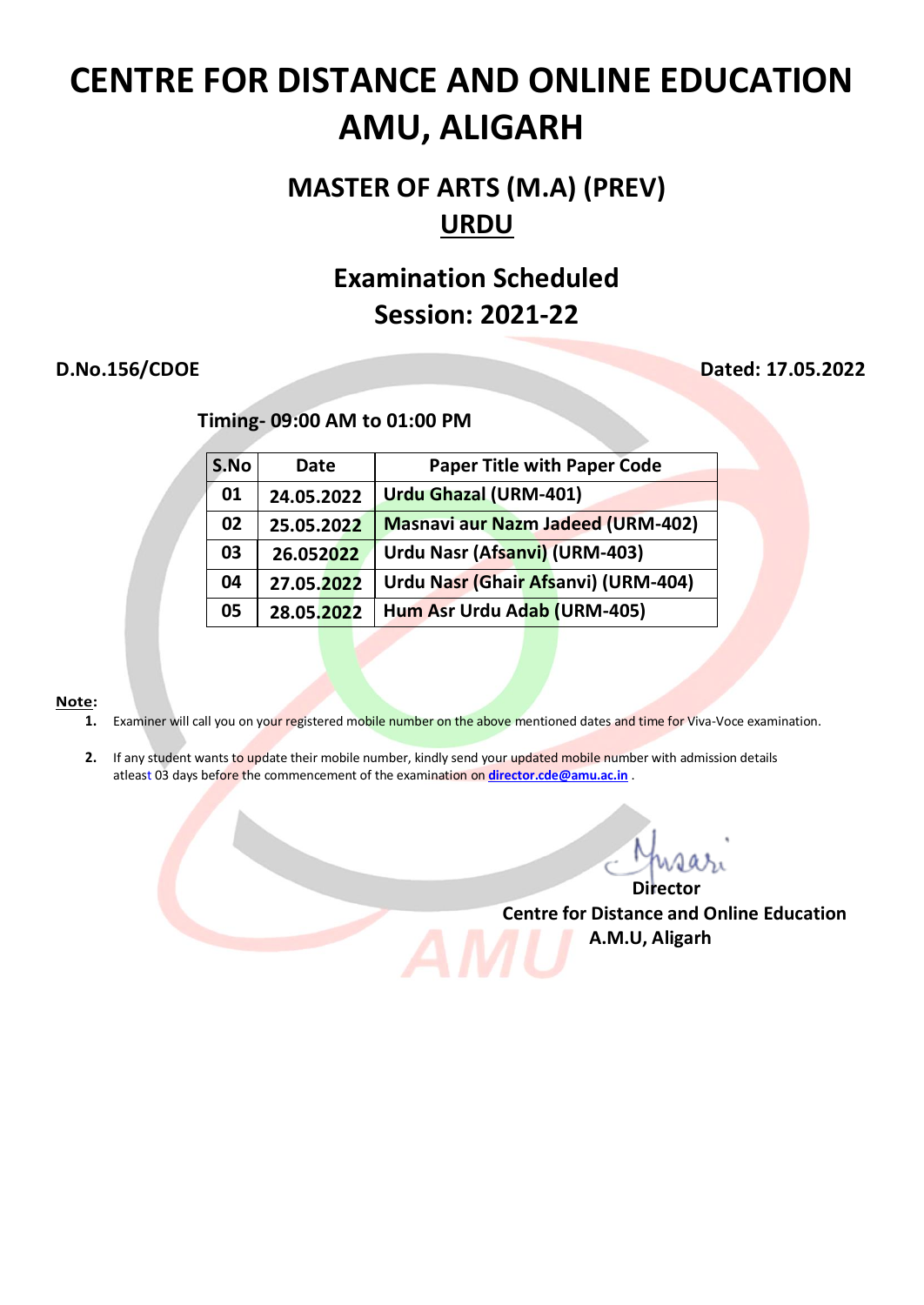# CENTRE FOR DISTANCE AND ONLINE EDUCATION AMU, ALIGARH

## MASTER OF ARTS (M.A) (PREV)
## URDU

## Examination Scheduled
## Session: 2021-22

**D.No.156/CDOE** **Dated: 17.05.2022**

**Timing- 09:00 AM to 01:00 PM**

| S.No | Date | Paper Title with Paper Code |
|---|---|---|
| 01 | 24.05.2022 | Urdu Ghazal (URM-401) |
| 02 | 25.05.2022 | Masnavi aur Nazm Jadeed (URM-402) |
| 03 | 26.052022 | Urdu Nasr (Afsanvi) (URM-403) |
| 04 | 27.05.2022 | Urdu Nasr (Ghair Afsanvi) (URM-404) |
| 05 | 28.05.2022 | Hum Asr Urdu Adab (URM-405) |

**Note:**

1. Examiner will call you on your registered mobile number on the above mentioned dates and time for Viva-Voce examination.
2. If any student wants to update their mobile number, kindly send your updated mobile number with admission details atleast 03 days before the commencement of the examination on **director.cde@amu.ac.in** .

**Director**
**Centre for Distance and Online Education**
**A.M.U, Aligarh**